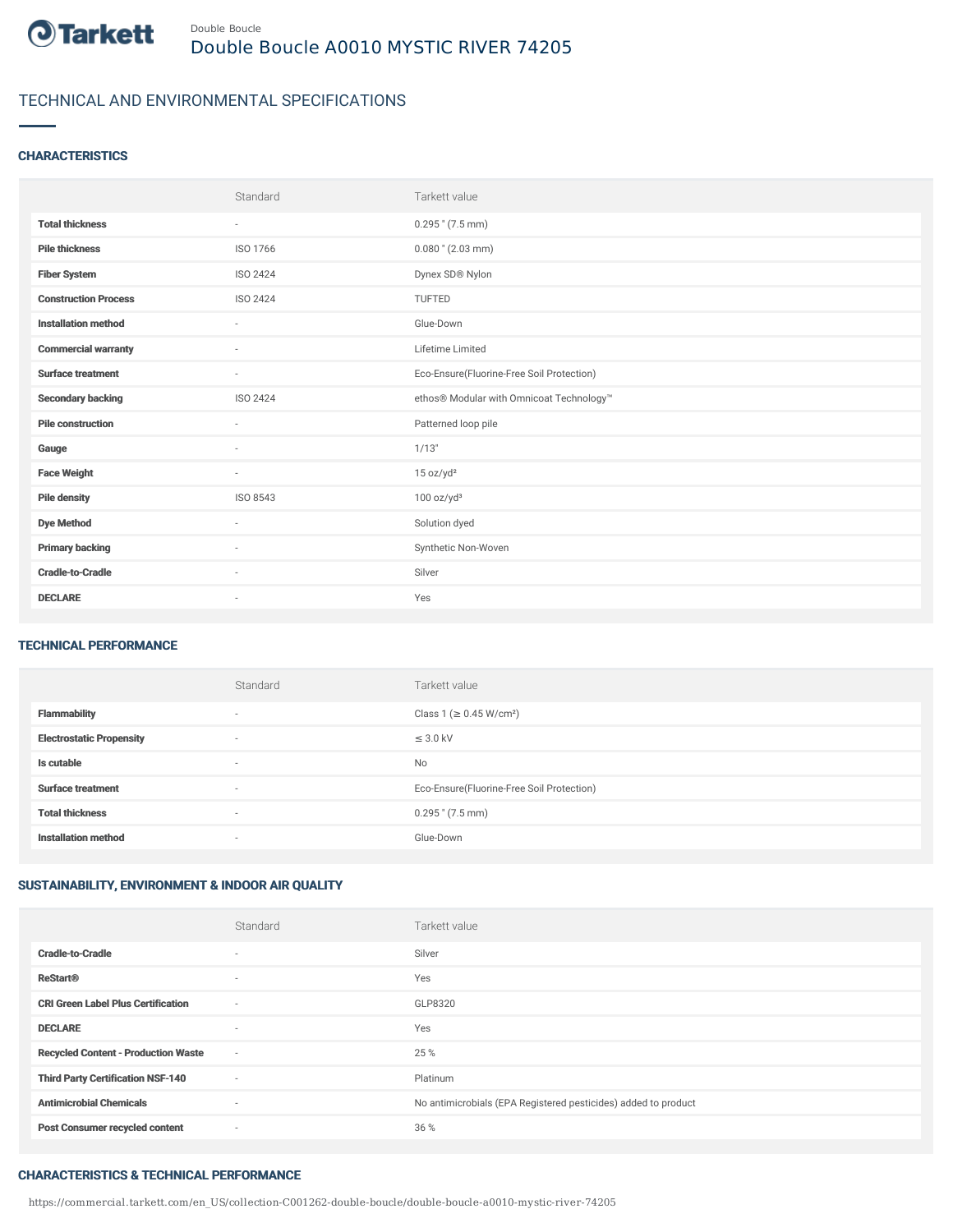Double Boucle

# Double Boucle A0010 MYSTIC RIVER 74205

## TECHNICAL AND ENVIRONMENTAL SPECIFICATIONS

### CHARACTERISTICS

| | Standard | Tarkett value |
|---|---|---|
| **Total thickness** | - | 0.295 " (7.5 mm) |
| **Pile thickness** | ISO 1766 | 0.080 " (2.03 mm) |
| **Fiber System** | ISO 2424 | Dynex SD® Nylon |
| **Construction Process** | ISO 2424 | TUFTED |
| **Installation method** | - | Glue-Down |
| **Commercial warranty** | - | Lifetime Limited |
| **Surface treatment** | - | Eco-Ensure(Fluorine-Free Soil Protection) |
| **Secondary backing** | ISO 2424 | ethos® Modular with Omnicoat Technology™ |
| **Pile construction** | - | Patterned loop pile |
| **Gauge** | - | 1/13" |
| **Face Weight** | - | 15 oz/yd² |
| **Pile density** | ISO 8543 | 100 oz/yd³ |
| **Dye Method** | - | Solution dyed |
| **Primary backing** | - | Synthetic Non-Woven |
| **Cradle-to-Cradle** | - | Silver |
| **DECLARE** | - | Yes |

### TECHNICAL PERFORMANCE

| | Standard | Tarkett value |
|---|---|---|
| **Flammability** | - | Class 1 (≥ 0.45 W/cm²) |
| **Electrostatic Propensity** | - | ≤ 3.0 kV |
| **Is cutable** | - | No |
| **Surface treatment** | - | Eco-Ensure(Fluorine-Free Soil Protection) |
| **Total thickness** | - | 0.295 " (7.5 mm) |
| **Installation method** | - | Glue-Down |

### SUSTAINABILITY, ENVIRONMENT & INDOOR AIR QUALITY

| | Standard | Tarkett value |
|---|---|---|
| **Cradle-to-Cradle** | - | Silver |
| **ReStart®** | - | Yes |
| **CRI Green Label Plus Certification** | - | GLP8320 |
| **DECLARE** | - | Yes |
| **Recycled Content - Production Waste** | - | 25 % |
| **Third Party Certification NSF-140** | - | Platinum |
| **Antimicrobial Chemicals** | - | No antimicrobials (EPA Registered pesticides) added to product |
| **Post Consumer recycled content** | - | 36 % |

### CHARACTERISTICS & TECHNICAL PERFORMANCE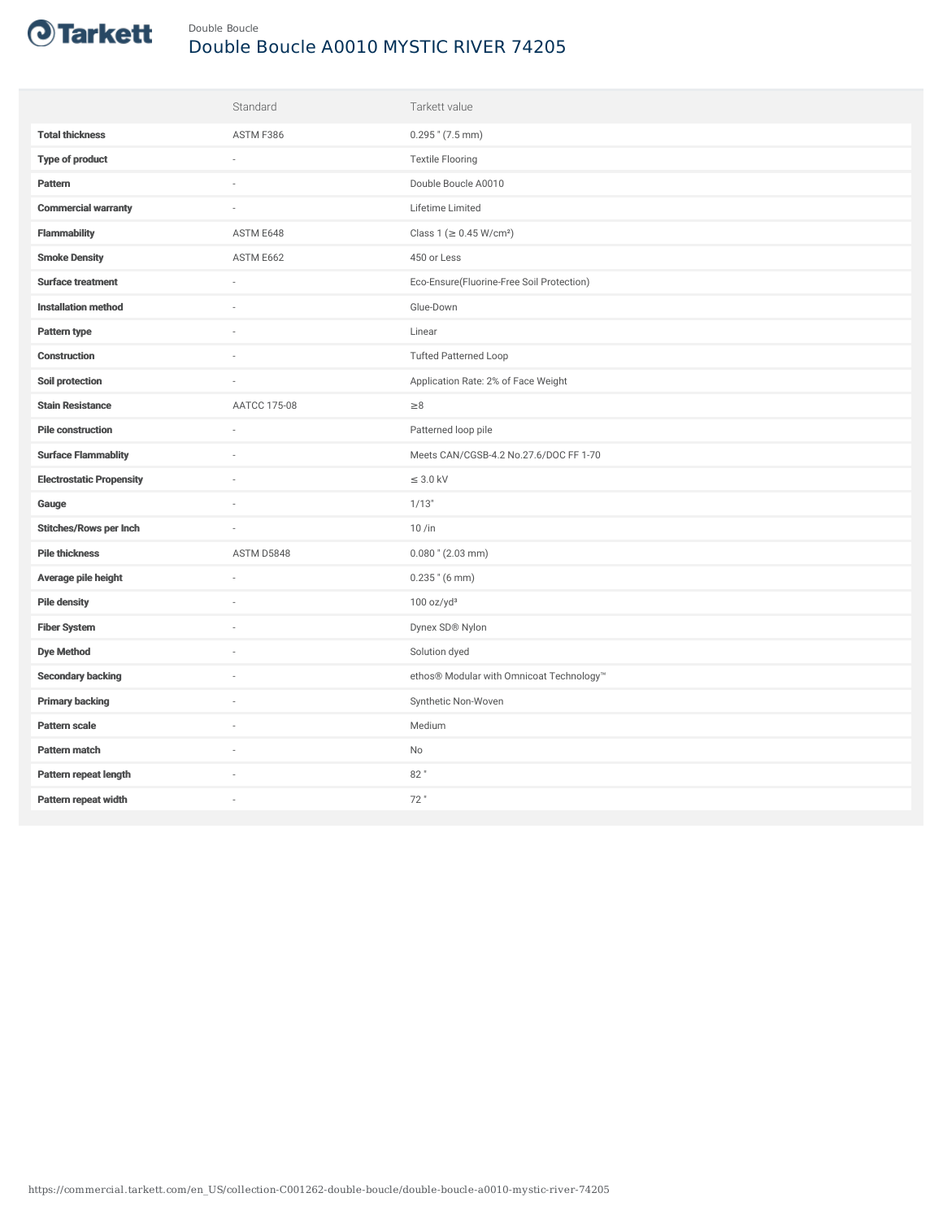Double Boucle

# Double Boucle A0010 MYSTIC RIVER 74205

| | Standard | Tarkett value |
|---|---|---|
| **Total thickness** | ASTM F386 | 0.295 " (7.5 mm) |
| **Type of product** | - | Textile Flooring |
| **Pattern** | - | Double Boucle A0010 |
| **Commercial warranty** | - | Lifetime Limited |
| **Flammability** | ASTM E648 | Class 1 (≥ 0.45 W/cm²) |
| **Smoke Density** | ASTM E662 | 450 or Less |
| **Surface treatment** | - | Eco-Ensure(Fluorine-Free Soil Protection) |
| **Installation method** | - | Glue-Down |
| **Pattern type** | - | Linear |
| **Construction** | - | Tufted Patterned Loop |
| **Soil protection** | - | Application Rate: 2% of Face Weight |
| **Stain Resistance** | AATCC 175-08 | ≥8 |
| **Pile construction** | - | Patterned loop pile |
| **Surface Flammablity** | - | Meets CAN/CGSB-4.2 No.27.6/DOC FF 1-70 |
| **Electrostatic Propensity** | - | ≤ 3.0 kV |
| **Gauge** | - | 1/13" |
| **Stitches/Rows per Inch** | - | 10 /in |
| **Pile thickness** | ASTM D5848 | 0.080 " (2.03 mm) |
| **Average pile height** | - | 0.235 " (6 mm) |
| **Pile density** | - | 100 oz/yd³ |
| **Fiber System** | - | Dynex SD® Nylon |
| **Dye Method** | - | Solution dyed |
| **Secondary backing** | - | ethos® Modular with Omnicoat Technology™ |
| **Primary backing** | - | Synthetic Non-Woven |
| **Pattern scale** | - | Medium |
| **Pattern match** | - | No |
| **Pattern repeat length** | - | 82 " |
| **Pattern repeat width** | - | 72 " |

https://commercial.tarkett.com/en_US/collection-C001262-double-boucle/double-boucle-a0010-mystic-river-74205